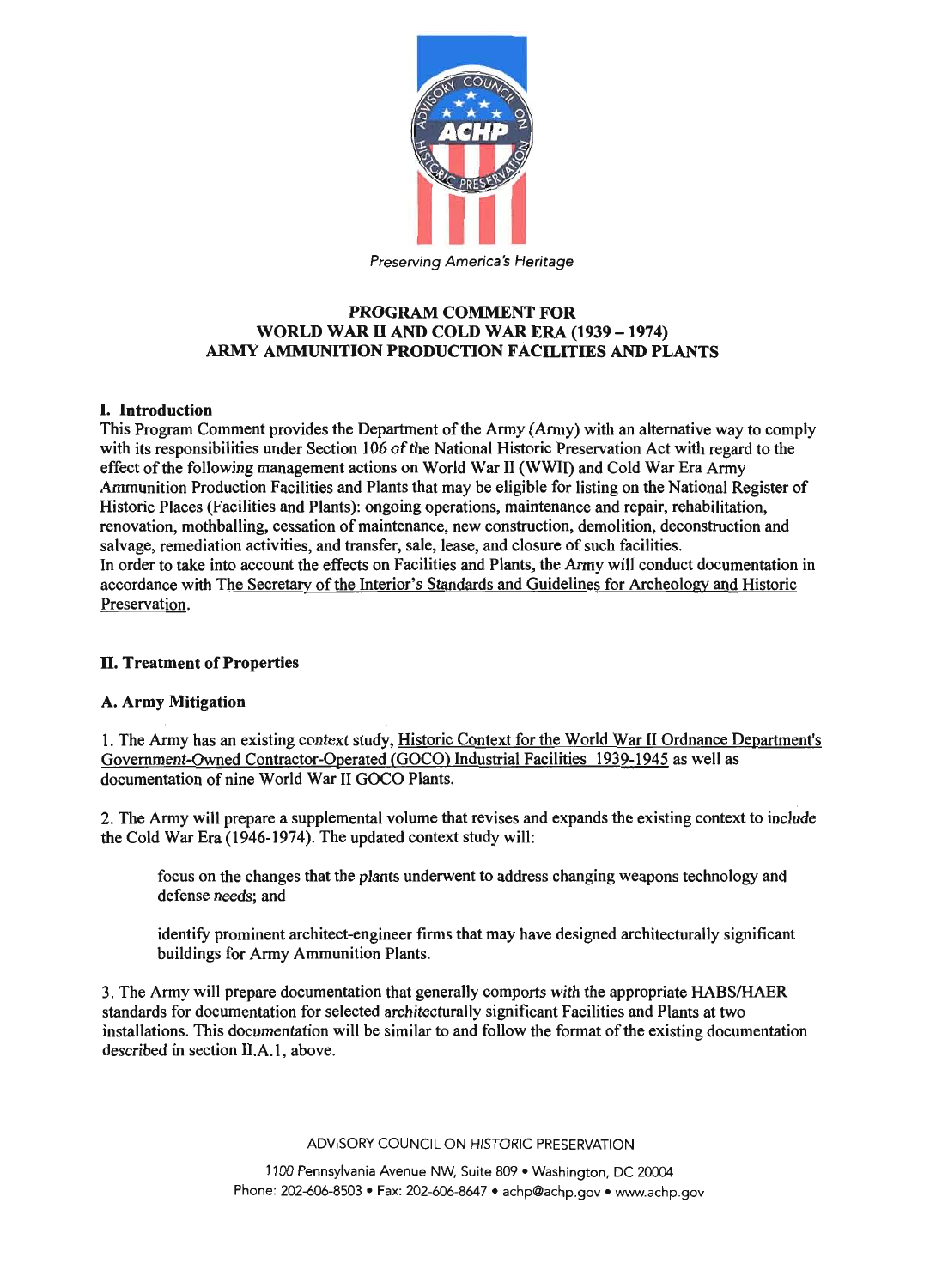Preserving America's Heritage

# PROGRAM COMMENT FOR WORLD WAR II AND COLD WAR ERA (1939 – 1974) ARMY AMMUNITION PRODUCTION FACILITIES AND PLANTS

## I. Introduction

This Program Comment provides the Department of the Army (Army) with an alternative way to comply with its responsibilities under Section 106 of the National Historic Preservation Act with regard to the effect of the following management actions on World War II (WWII) and Cold War Era Army Ammunition Production Facilities and Plants that may be eligible for listing on the National Register of Historic Places (Facilities and Plants): ongoing operations, maintenance and repair, rehabilitation, renovation, mothballing, cessation of maintenance, new construction, demolition, deconstruction and salvage, remediation activities, and transfer, sale, lease, and closure of such facilities.

In order to take into account the effects on Facilities and Plants, the Army will conduct documentation in accordance with The Secretary of the Interior's Standards and Guidelines for Archeology and Historic Preservation.

## II. Treatment of Properties

### A. Army Mitigation

1. The Army has an existing context study, Historic Context for the World War II Ordnance Department's Government-Owned Contractor-Operated (GOCO) Industrial Facilities 1939-1945 as well as documentation of nine World War II GOCO Plants.

2. The Army will prepare a supplemental volume that revises and expands the existing context to include the Cold War Era (1946-1974). The updated context study will:

   focus on the changes that the plants underwent to address changing weapons technology and defense needs; and

   identify prominent architect-engineer firms that may have designed architecturally significant buildings for Army Ammunition Plants.

3. The Army will prepare documentation that generally comports with the appropriate HABS/HAER standards for documentation for selected architecturally significant Facilities and Plants at two installations. This documentation will be similar to and follow the format of the existing documentation described in section II.A.1, above.

ADVISORY COUNCIL ON HISTORIC PRESERVATION

1100 Pennsylvania Avenue NW, Suite 809 • Washington, DC 20004
Phone: 202-606-8503 • Fax: 202-606-8647 • achp@achp.gov • www.achp.gov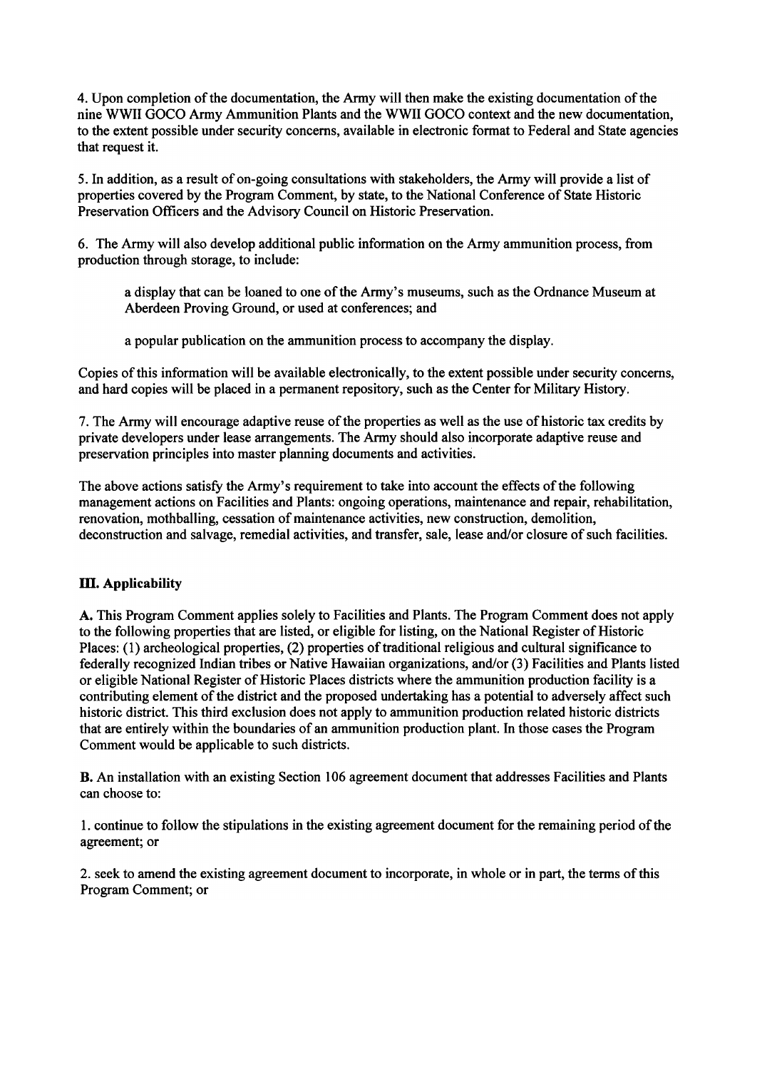4. Upon completion of the documentation, the Army will then make the existing documentation of the nine WWII GOCO Army Ammunition Plants and the WWII GOCO context and the new documentation, to the extent possible under security concerns, available in electronic format to Federal and State agencies that request it.

5. In addition, as a result of on-going consultations with stakeholders, the Army will provide a list of properties covered by the Program Comment, by state, to the National Conference of State Historic Preservation Officers and the Advisory Council on Historic Preservation.

6. The Army will also develop additional public information on the Army ammunition process, from production through storage, to include:

> a display that can be loaned to one of the Army's museums, such as the Ordnance Museum at Aberdeen Proving Ground, or used at conferences; and
>
> a popular publication on the ammunition process to accompany the display.

Copies of this information will be available electronically, to the extent possible under security concerns, and hard copies will be placed in a permanent repository, such as the Center for Military History.

7. The Army will encourage adaptive reuse of the properties as well as the use of historic tax credits by private developers under lease arrangements. The Army should also incorporate adaptive reuse and preservation principles into master planning documents and activities.

The above actions satisfy the Army's requirement to take into account the effects of the following management actions on Facilities and Plants: ongoing operations, maintenance and repair, rehabilitation, renovation, mothballing, cessation of maintenance activities, new construction, demolition, deconstruction and salvage, remedial activities, and transfer, sale, lease and/or closure of such facilities.

## III. Applicability

**A.** This Program Comment applies solely to Facilities and Plants. The Program Comment does not apply to the following properties that are listed, or eligible for listing, on the National Register of Historic Places: (1) archeological properties, (2) properties of traditional religious and cultural significance to federally recognized Indian tribes or Native Hawaiian organizations, and/or (3) Facilities and Plants listed or eligible National Register of Historic Places districts where the ammunition production facility is a contributing element of the district and the proposed undertaking has a potential to adversely affect such historic district. This third exclusion does not apply to ammunition production related historic districts that are entirely within the boundaries of an ammunition production plant. In those cases the Program Comment would be applicable to such districts.

**B.** An installation with an existing Section 106 agreement document that addresses Facilities and Plants can choose to:

1. continue to follow the stipulations in the existing agreement document for the remaining period of the agreement; or

2. seek to amend the existing agreement document to incorporate, in whole or in part, the terms of this Program Comment; or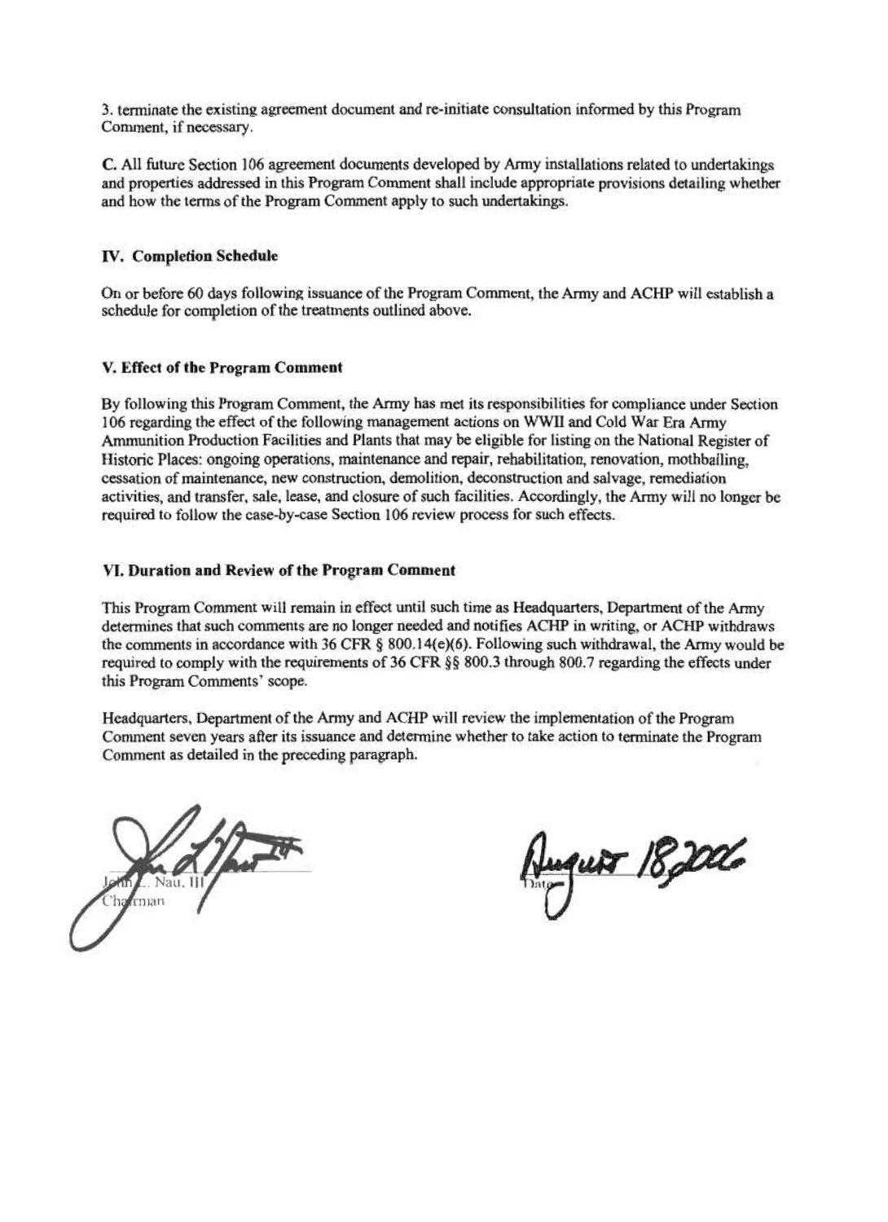3. terminate the existing agreement document and re-initiate consultation informed by this Program Comment, if necessary.

C. All future Section 106 agreement documents developed by Army installations related to undertakings and properties addressed in this Program Comment shall include appropriate provisions detailing whether and how the terms of the Program Comment apply to such undertakings.

## IV. Completion Schedule

On or before 60 days following issuance of the Program Comment, the Army and ACHP will establish a schedule for completion of the treatments outlined above.

## V. Effect of the Program Comment

By following this Program Comment, the Army has met its responsibilities for compliance under Section 106 regarding the effect of the following management actions on WWII and Cold War Era Army Ammunition Production Facilities and Plants that may be eligible for listing on the National Register of Historic Places: ongoing operations, maintenance and repair, rehabilitation, renovation, mothballing, cessation of maintenance, new construction, demolition, deconstruction and salvage, remediation activities, and transfer, sale, lease, and closure of such facilities. Accordingly, the Army will no longer be required to follow the case-by-case Section 106 review process for such effects.

## VI. Duration and Review of the Program Comment

This Program Comment will remain in effect until such time as Headquarters, Department of the Army determines that such comments are no longer needed and notifies ACHP in writing, or ACHP withdraws the comments in accordance with 36 CFR § 800.14(e)(6). Following such withdrawal, the Army would be required to comply with the requirements of 36 CFR §§ 800.3 through 800.7 regarding the effects under this Program Comments' scope.

Headquarters, Department of the Army and ACHP will review the implementation of the Program Comment seven years after its issuance and determine whether to take action to terminate the Program Comment as detailed in the preceding paragraph.

John L. Nau, III
Chairman

August 18, 2006
Date